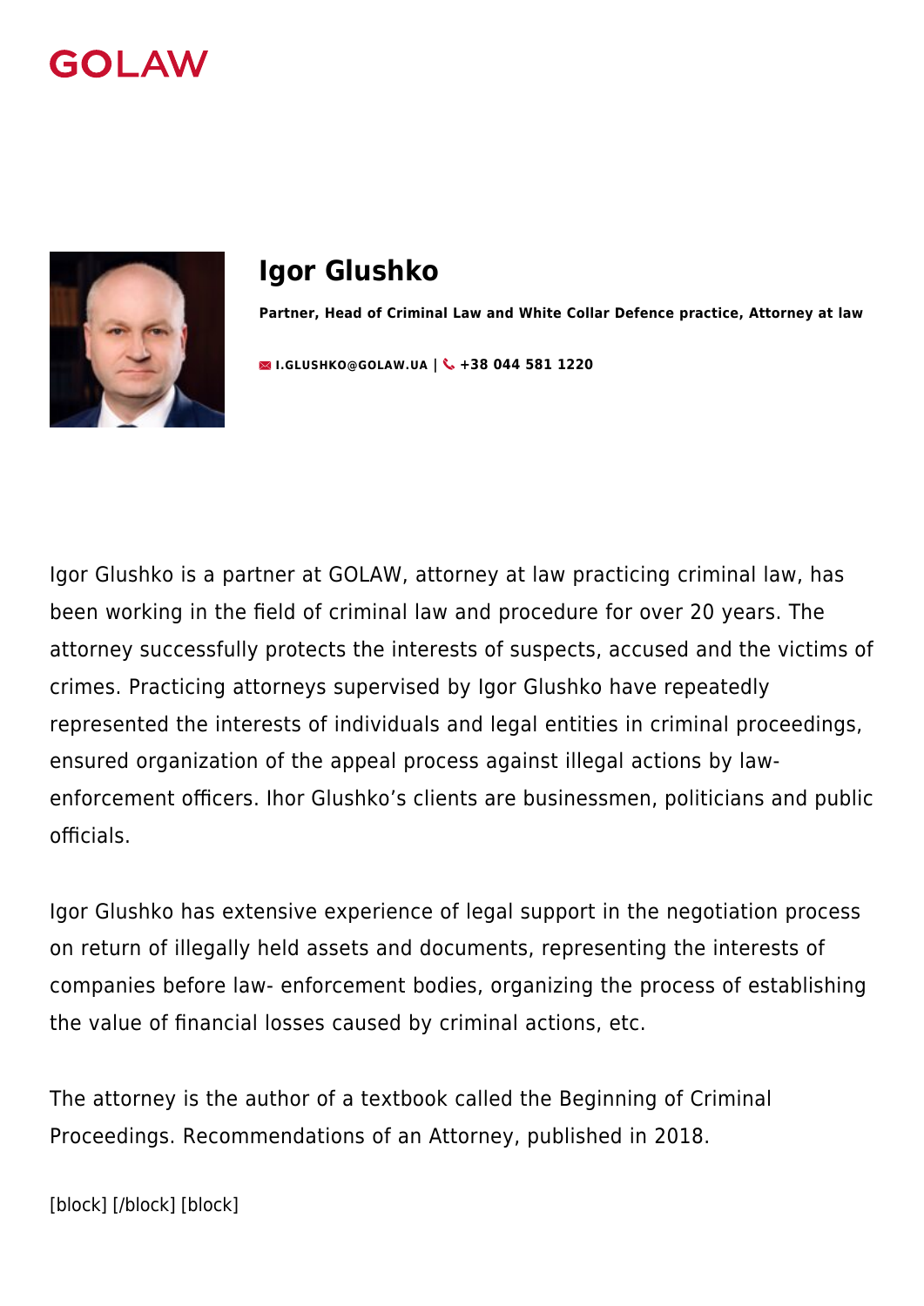GOLAW

# Igor Glushko

**Partner, Head of Criminal Law and White Collar Defence practice, Attorney at law**

**I.GLUSHKO@GOLAW.UA** | **+38 044 581 1220**

Igor Glushko is a partner at GOLAW, attorney at law practicing criminal law, has been working in the field of criminal law and procedure for over 20 years. The attorney successfully protects the interests of suspects, accused and the victims of crimes. Practicing attorneys supervised by Igor Glushko have repeatedly represented the interests of individuals and legal entities in criminal proceedings, ensured organization of the appeal process against illegal actions by law-enforcement officers. Ihor Glushko's clients are businessmen, politicians and public officials.

Igor Glushko has extensive experience of legal support in the negotiation process on return of illegally held assets and documents, representing the interests of companies before law- enforcement bodies, organizing the process of establishing the value of financial losses caused by criminal actions, etc.

The attorney is the author of a textbook called the Beginning of Criminal Proceedings. Recommendations of an Attorney, published in 2018.

[block] [/block] [block]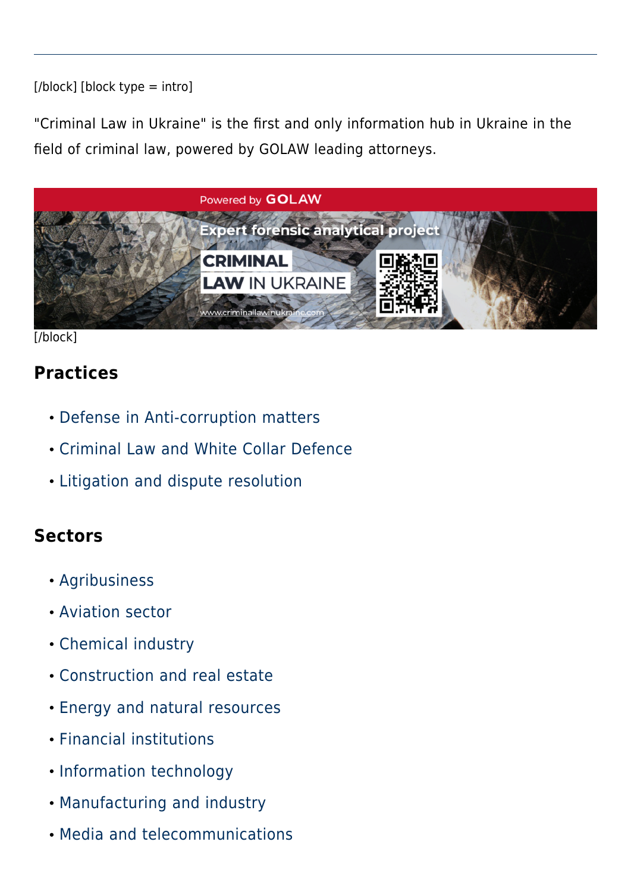---

[/block] [block type = intro]

"Criminal Law in Ukraine" is the first and only information hub in Ukraine in the field of criminal law, powered by GOLAW leading attorneys.

[/block]

## Practices

- Defense in Anti-corruption matters
- Criminal Law and White Collar Defence
- Litigation and dispute resolution

## Sectors

- Agribusiness
- Aviation sector
- Chemical industry
- Construction and real estate
- Energy and natural resources
- Financial institutions
- Information technology
- Manufacturing and industry
- Media and telecommunications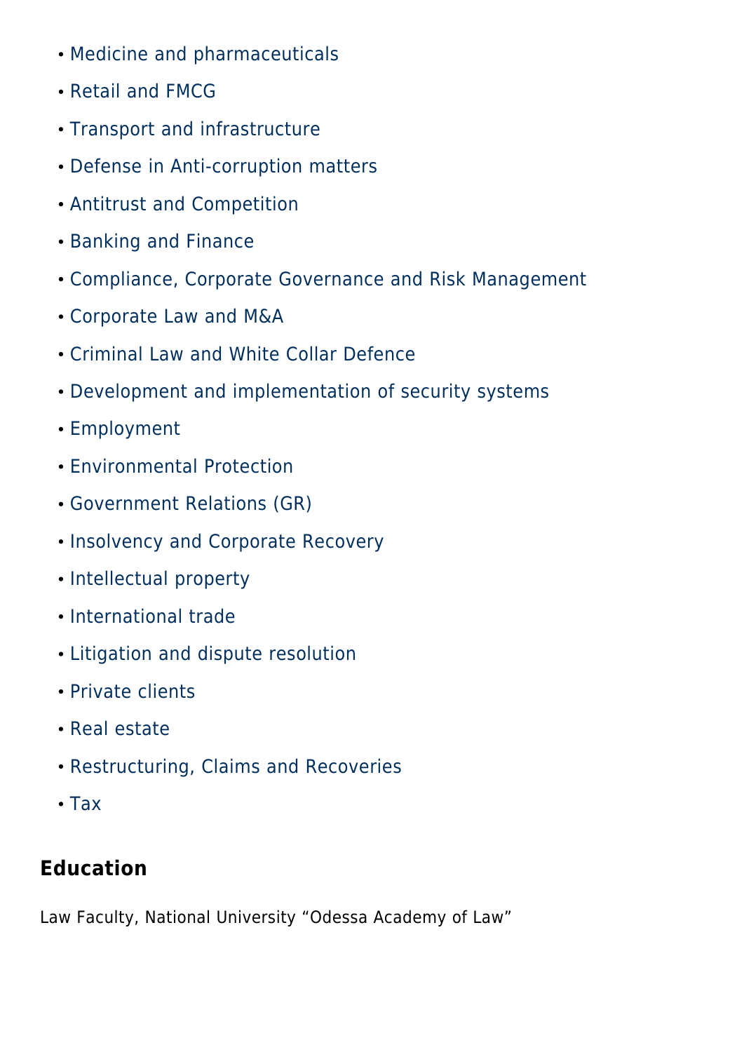- Medicine and pharmaceuticals
- Retail and FMCG
- Transport and infrastructure
- Defense in Anti-corruption matters
- Antitrust and Competition
- Banking and Finance
- Compliance, Corporate Governance and Risk Management
- Corporate Law and M&A
- Criminal Law and White Collar Defence
- Development and implementation of security systems
- Employment
- Environmental Protection
- Government Relations (GR)
- Insolvency and Corporate Recovery
- Intellectual property
- International trade
- Litigation and dispute resolution
- Private clients
- Real estate
- Restructuring, Claims and Recoveries
- Tax

## Education

Law Faculty, National University “Odessa Academy of Law”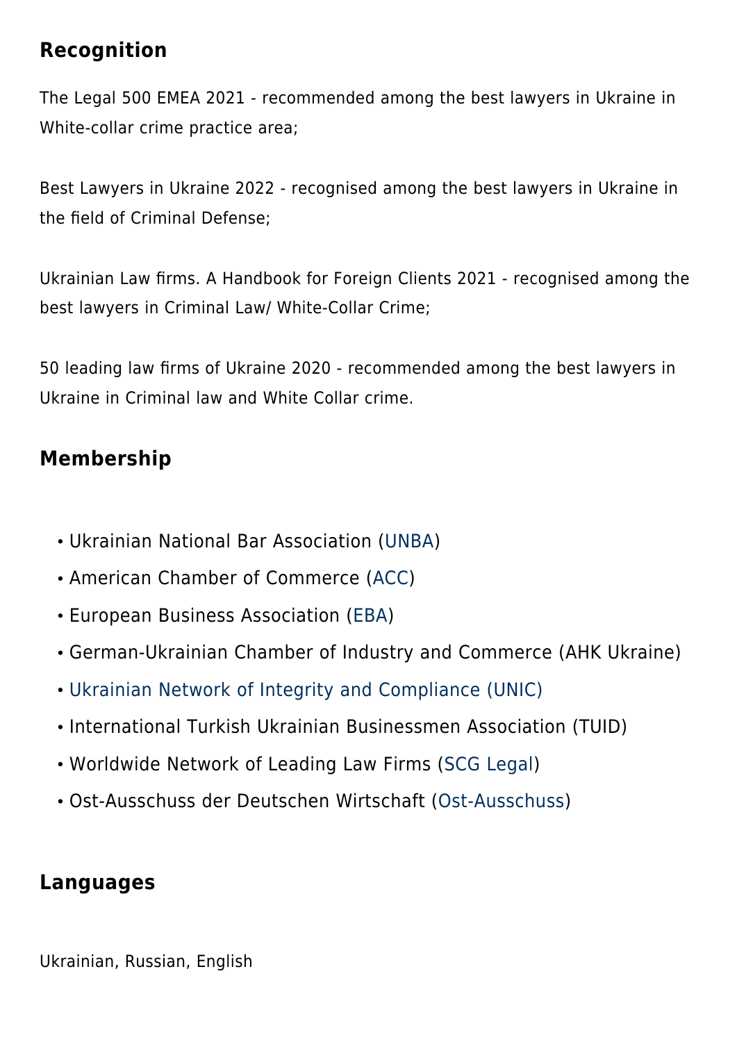## Recognition

The Legal 500 EMEA 2021 - recommended among the best lawyers in Ukraine in White-collar crime practice area;

Best Lawyers in Ukraine 2022 - recognised among the best lawyers in Ukraine in the field of Criminal Defense;

Ukrainian Law firms. A Handbook for Foreign Clients 2021 - recognised among the best lawyers in Criminal Law/ White-Collar Crime;

50 leading law firms of Ukraine 2020 - recommended among the best lawyers in Ukraine in Criminal law and White Collar crime.

## Membership

- Ukrainian National Bar Association (UNBA)
- American Chamber of Commerce (ACC)
- European Business Association (EBA)
- German-Ukrainian Chamber of Industry and Commerce (AHK Ukraine)
- Ukrainian Network of Integrity and Compliance (UNIC)
- International Turkish Ukrainian Businessmen Association (TUID)
- Worldwide Network of Leading Law Firms (SCG Legal)
- Ost-Ausschuss der Deutschen Wirtschaft (Ost-Ausschuss)

## Languages

Ukrainian, Russian, English